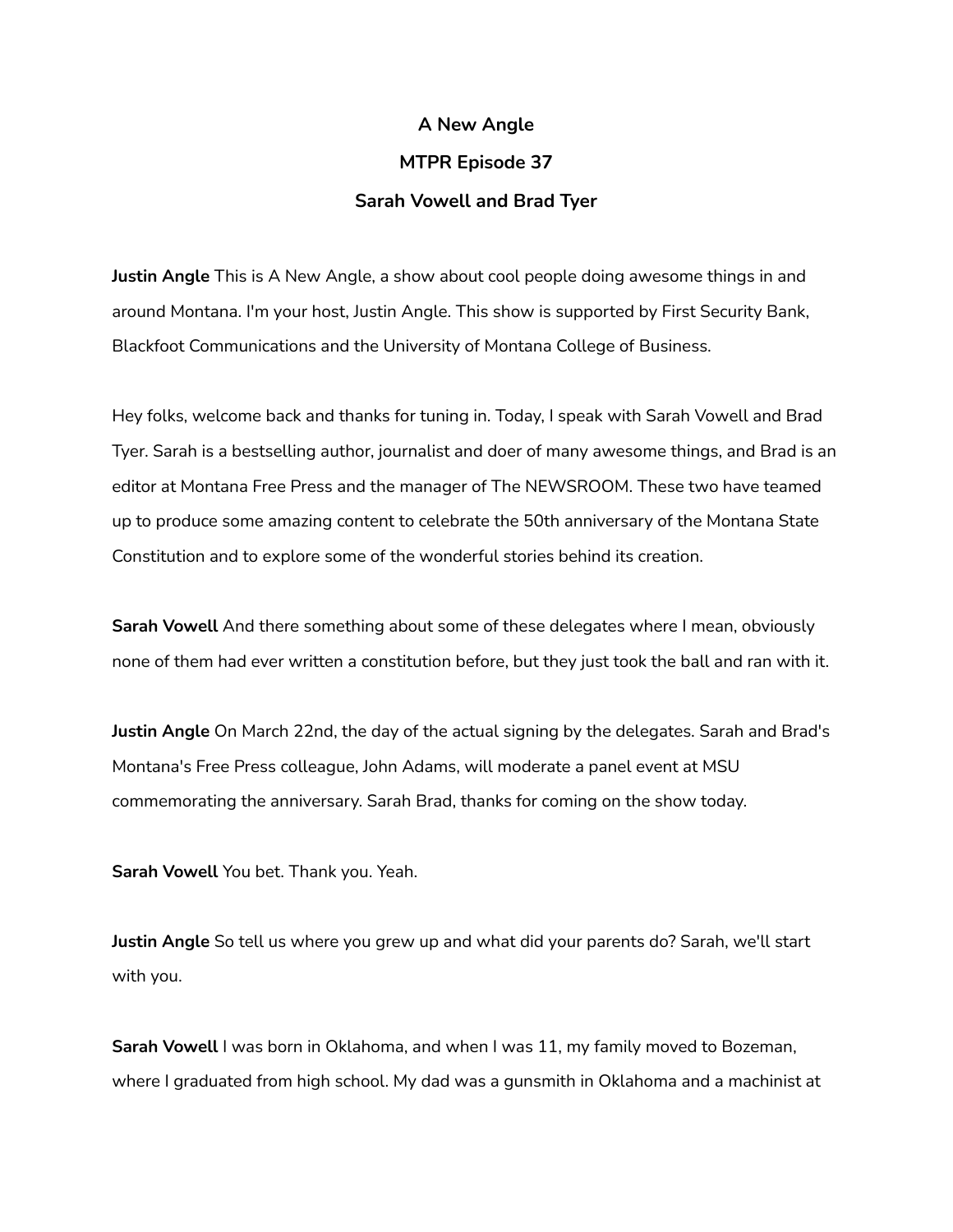# A New Angle

## MTPR Episode 37

## Sarah Vowell and Brad Tyer

**Justin Angle** This is A New Angle, a show about cool people doing awesome things in and around Montana. I'm your host, Justin Angle. This show is supported by First Security Bank, Blackfoot Communications and the University of Montana College of Business.

Hey folks, welcome back and thanks for tuning in. Today, I speak with Sarah Vowell and Brad Tyer. Sarah is a bestselling author, journalist and doer of many awesome things, and Brad is an editor at Montana Free Press and the manager of The NEWSROOM. These two have teamed up to produce some amazing content to celebrate the 50th anniversary of the Montana State Constitution and to explore some of the wonderful stories behind its creation.

**Sarah Vowell** And there something about some of these delegates where I mean, obviously none of them had ever written a constitution before, but they just took the ball and ran with it.

**Justin Angle** On March 22nd, the day of the actual signing by the delegates. Sarah and Brad's Montana's Free Press colleague, John Adams, will moderate a panel event at MSU commemorating the anniversary. Sarah Brad, thanks for coming on the show today.

**Sarah Vowell** You bet. Thank you. Yeah.

**Justin Angle** So tell us where you grew up and what did your parents do? Sarah, we'll start with you.

**Sarah Vowell** I was born in Oklahoma, and when I was 11, my family moved to Bozeman, where I graduated from high school. My dad was a gunsmith in Oklahoma and a machinist at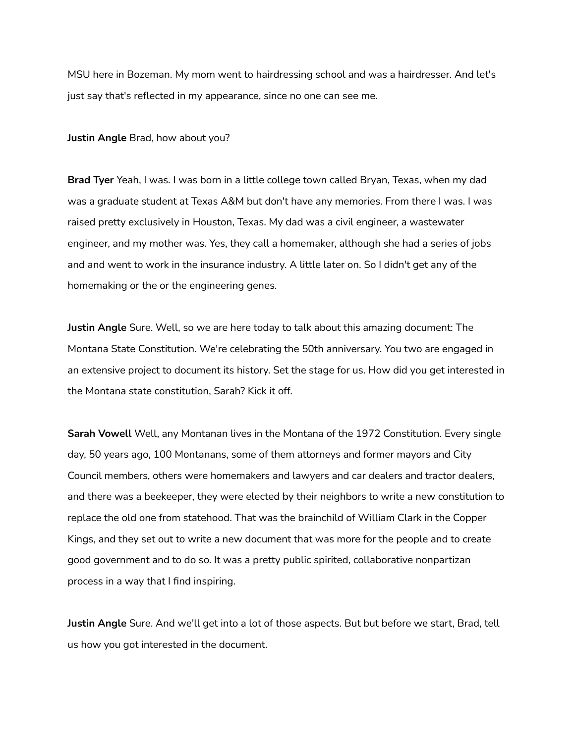MSU here in Bozeman. My mom went to hairdressing school and was a hairdresser. And let's just say that's reflected in my appearance, since no one can see me.

**Justin Angle** Brad, how about you?

**Brad Tyer** Yeah, I was. I was born in a little college town called Bryan, Texas, when my dad was a graduate student at Texas A&M but don't have any memories. From there I was. I was raised pretty exclusively in Houston, Texas. My dad was a civil engineer, a wastewater engineer, and my mother was. Yes, they call a homemaker, although she had a series of jobs and and went to work in the insurance industry. A little later on. So I didn't get any of the homemaking or the or the engineering genes.

**Justin Angle** Sure. Well, so we are here today to talk about this amazing document: The Montana State Constitution. We're celebrating the 50th anniversary. You two are engaged in an extensive project to document its history. Set the stage for us. How did you get interested in the Montana state constitution, Sarah? Kick it off.

**Sarah Vowell** Well, any Montanan lives in the Montana of the 1972 Constitution. Every single day, 50 years ago, 100 Montanans, some of them attorneys and former mayors and City Council members, others were homemakers and lawyers and car dealers and tractor dealers, and there was a beekeeper, they were elected by their neighbors to write a new constitution to replace the old one from statehood. That was the brainchild of William Clark in the Copper Kings, and they set out to write a new document that was more for the people and to create good government and to do so. It was a pretty public spirited, collaborative nonpartizan process in a way that I find inspiring.

**Justin Angle** Sure. And we'll get into a lot of those aspects. But but before we start, Brad, tell us how you got interested in the document.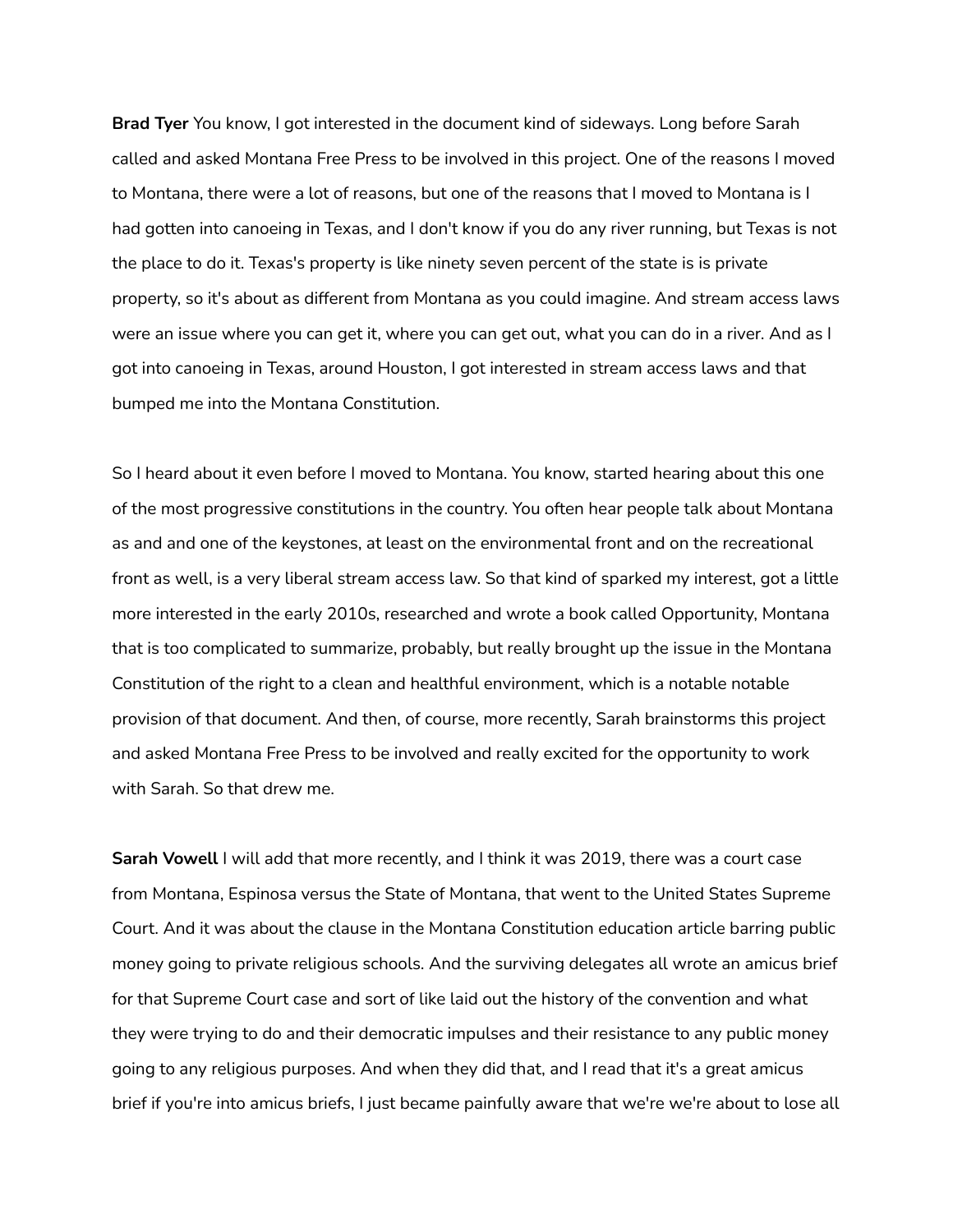**Brad Tyer** You know, I got interested in the document kind of sideways. Long before Sarah called and asked Montana Free Press to be involved in this project. One of the reasons I moved to Montana, there were a lot of reasons, but one of the reasons that I moved to Montana is I had gotten into canoeing in Texas, and I don't know if you do any river running, but Texas is not the place to do it. Texas's property is like ninety seven percent of the state is is private property, so it's about as different from Montana as you could imagine. And stream access laws were an issue where you can get it, where you can get out, what you can do in a river. And as I got into canoeing in Texas, around Houston, I got interested in stream access laws and that bumped me into the Montana Constitution.

So I heard about it even before I moved to Montana. You know, started hearing about this one of the most progressive constitutions in the country. You often hear people talk about Montana as and and one of the keystones, at least on the environmental front and on the recreational front as well, is a very liberal stream access law. So that kind of sparked my interest, got a little more interested in the early 2010s, researched and wrote a book called Opportunity, Montana that is too complicated to summarize, probably, but really brought up the issue in the Montana Constitution of the right to a clean and healthful environment, which is a notable notable provision of that document. And then, of course, more recently, Sarah brainstorms this project and asked Montana Free Press to be involved and really excited for the opportunity to work with Sarah. So that drew me.

**Sarah Vowell** I will add that more recently, and I think it was 2019, there was a court case from Montana, Espinosa versus the State of Montana, that went to the United States Supreme Court. And it was about the clause in the Montana Constitution education article barring public money going to private religious schools. And the surviving delegates all wrote an amicus brief for that Supreme Court case and sort of like laid out the history of the convention and what they were trying to do and their democratic impulses and their resistance to any public money going to any religious purposes. And when they did that, and I read that it's a great amicus brief if you're into amicus briefs, I just became painfully aware that we're we're about to lose all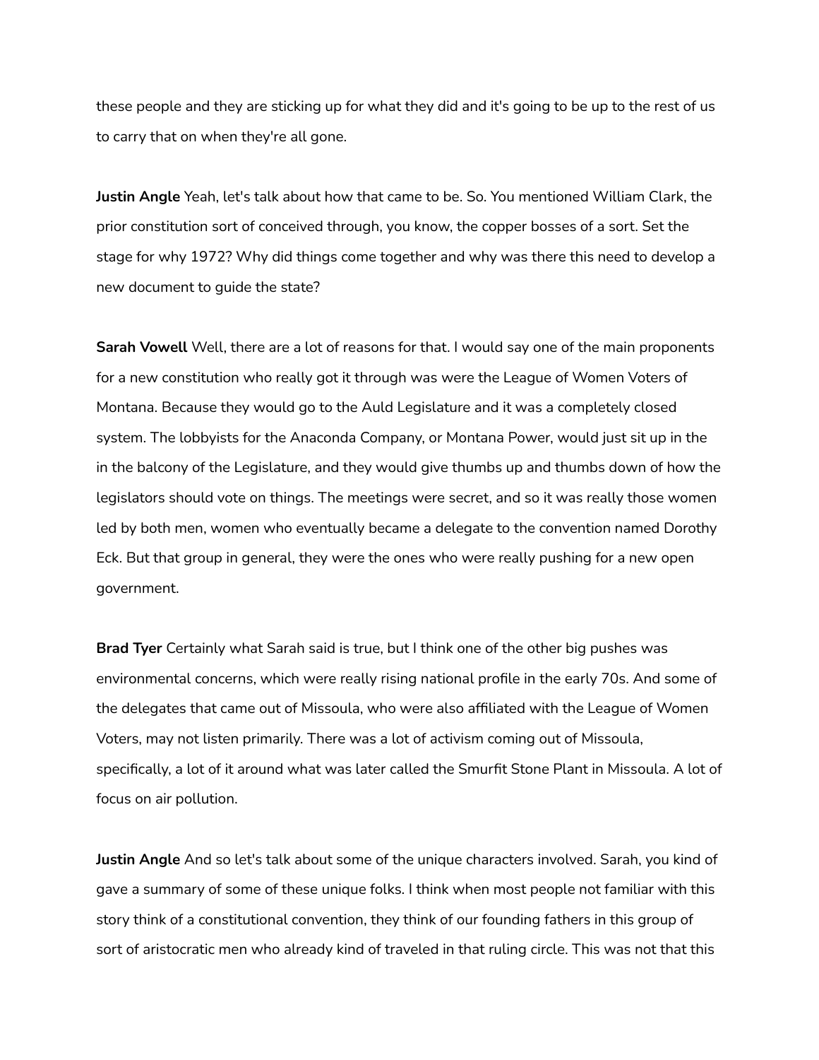these people and they are sticking up for what they did and it's going to be up to the rest of us to carry that on when they're all gone.

**Justin Angle** Yeah, let's talk about how that came to be. So. You mentioned William Clark, the prior constitution sort of conceived through, you know, the copper bosses of a sort. Set the stage for why 1972? Why did things come together and why was there this need to develop a new document to guide the state?

**Sarah Vowell** Well, there are a lot of reasons for that. I would say one of the main proponents for a new constitution who really got it through was were the League of Women Voters of Montana. Because they would go to the Auld Legislature and it was a completely closed system. The lobbyists for the Anaconda Company, or Montana Power, would just sit up in the in the balcony of the Legislature, and they would give thumbs up and thumbs down of how the legislators should vote on things. The meetings were secret, and so it was really those women led by both men, women who eventually became a delegate to the convention named Dorothy Eck. But that group in general, they were the ones who were really pushing for a new open government.

**Brad Tyer** Certainly what Sarah said is true, but I think one of the other big pushes was environmental concerns, which were really rising national profile in the early 70s. And some of the delegates that came out of Missoula, who were also affiliated with the League of Women Voters, may not listen primarily. There was a lot of activism coming out of Missoula, specifically, a lot of it around what was later called the Smurfit Stone Plant in Missoula. A lot of focus on air pollution.

**Justin Angle** And so let's talk about some of the unique characters involved. Sarah, you kind of gave a summary of some of these unique folks. I think when most people not familiar with this story think of a constitutional convention, they think of our founding fathers in this group of sort of aristocratic men who already kind of traveled in that ruling circle. This was not that this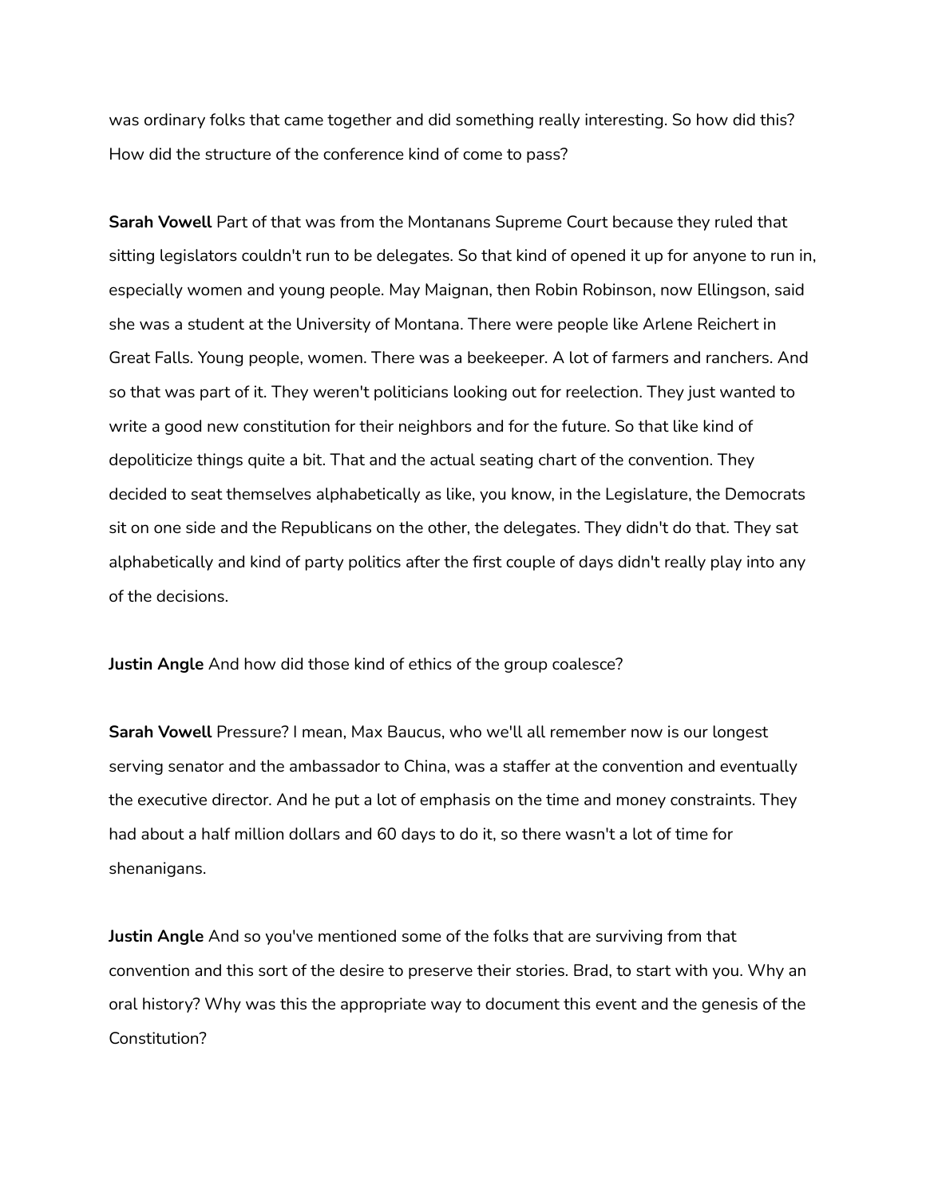was ordinary folks that came together and did something really interesting. So how did this? How did the structure of the conference kind of come to pass?

**Sarah Vowell** Part of that was from the Montanans Supreme Court because they ruled that sitting legislators couldn't run to be delegates. So that kind of opened it up for anyone to run in, especially women and young people. May Maignan, then Robin Robinson, now Ellingson, said she was a student at the University of Montana. There were people like Arlene Reichert in Great Falls. Young people, women. There was a beekeeper. A lot of farmers and ranchers. And so that was part of it. They weren't politicians looking out for reelection. They just wanted to write a good new constitution for their neighbors and for the future. So that like kind of depoliticize things quite a bit. That and the actual seating chart of the convention. They decided to seat themselves alphabetically as like, you know, in the Legislature, the Democrats sit on one side and the Republicans on the other, the delegates. They didn't do that. They sat alphabetically and kind of party politics after the first couple of days didn't really play into any of the decisions.

**Justin Angle** And how did those kind of ethics of the group coalesce?

**Sarah Vowell** Pressure? I mean, Max Baucus, who we'll all remember now is our longest serving senator and the ambassador to China, was a staffer at the convention and eventually the executive director. And he put a lot of emphasis on the time and money constraints. They had about a half million dollars and 60 days to do it, so there wasn't a lot of time for shenanigans.

**Justin Angle** And so you've mentioned some of the folks that are surviving from that convention and this sort of the desire to preserve their stories. Brad, to start with you. Why an oral history? Why was this the appropriate way to document this event and the genesis of the Constitution?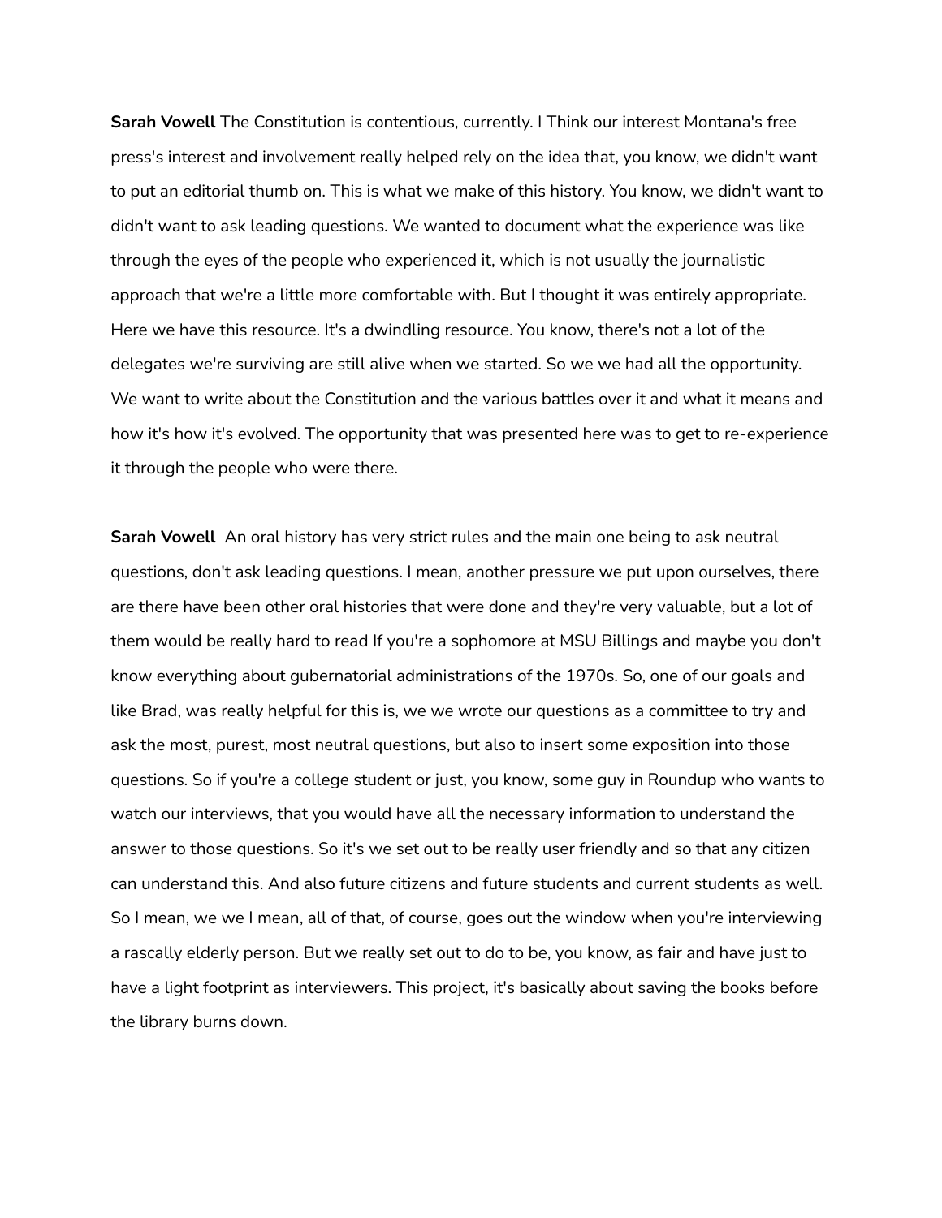**Sarah Vowell** The Constitution is contentious, currently. I Think our interest Montana's free press's interest and involvement really helped rely on the idea that, you know, we didn't want to put an editorial thumb on. This is what we make of this history. You know, we didn't want to didn't want to ask leading questions. We wanted to document what the experience was like through the eyes of the people who experienced it, which is not usually the journalistic approach that we're a little more comfortable with. But I thought it was entirely appropriate. Here we have this resource. It's a dwindling resource. You know, there's not a lot of the delegates we're surviving are still alive when we started. So we we had all the opportunity. We want to write about the Constitution and the various battles over it and what it means and how it's how it's evolved. The opportunity that was presented here was to get to re-experience it through the people who were there.

**Sarah Vowell** An oral history has very strict rules and the main one being to ask neutral questions, don't ask leading questions. I mean, another pressure we put upon ourselves, there are there have been other oral histories that were done and they're very valuable, but a lot of them would be really hard to read If you're a sophomore at MSU Billings and maybe you don't know everything about gubernatorial administrations of the 1970s. So, one of our goals and like Brad, was really helpful for this is, we we wrote our questions as a committee to try and ask the most, purest, most neutral questions, but also to insert some exposition into those questions. So if you're a college student or just, you know, some guy in Roundup who wants to watch our interviews, that you would have all the necessary information to understand the answer to those questions. So it's we set out to be really user friendly and so that any citizen can understand this. And also future citizens and future students and current students as well. So I mean, we we I mean, all of that, of course, goes out the window when you're interviewing a rascally elderly person. But we really set out to do to be, you know, as fair and have just to have a light footprint as interviewers. This project, it's basically about saving the books before the library burns down.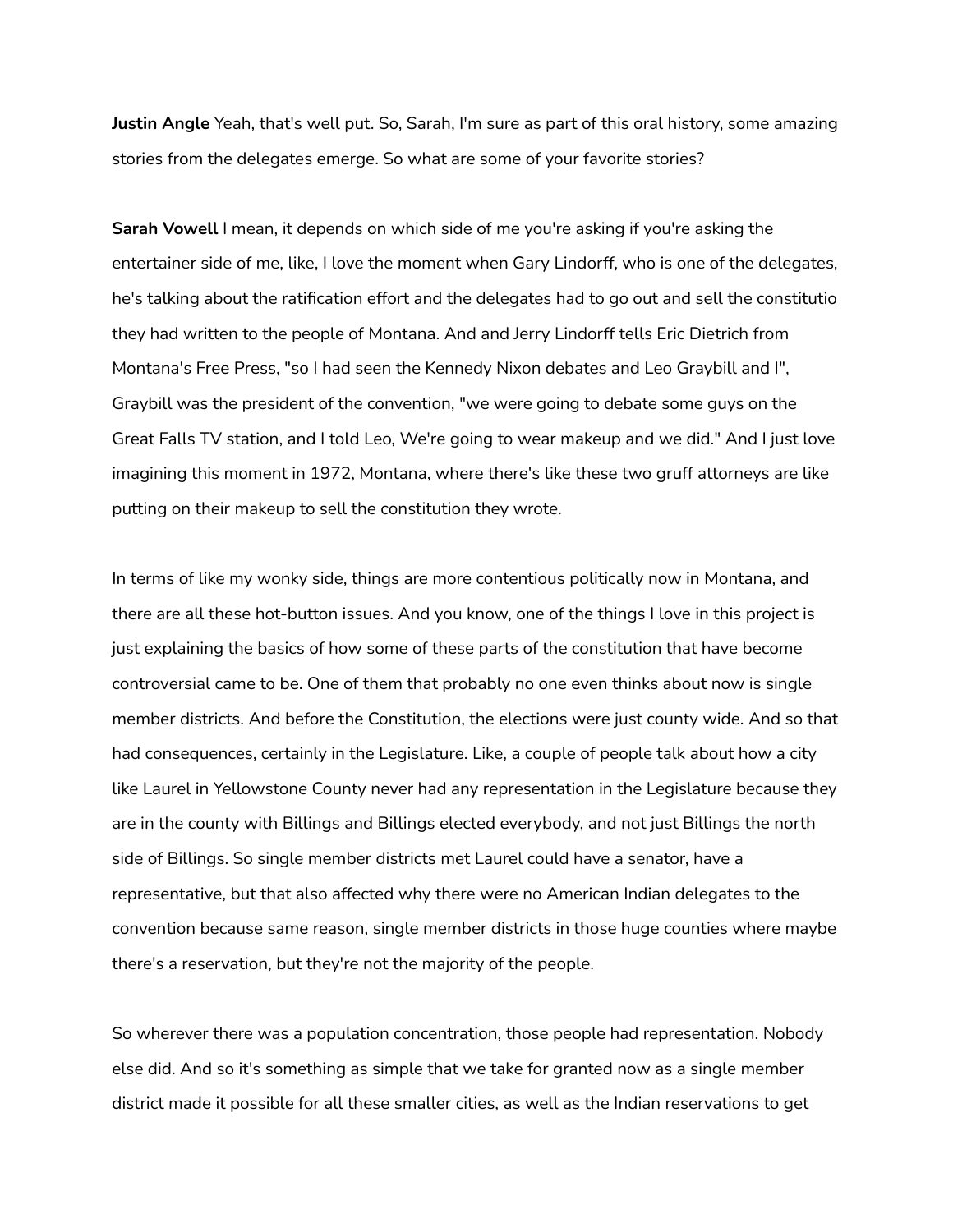**Justin Angle** Yeah, that's well put. So, Sarah, I'm sure as part of this oral history, some amazing stories from the delegates emerge. So what are some of your favorite stories?

**Sarah Vowell** I mean, it depends on which side of me you're asking if you're asking the entertainer side of me, like, I love the moment when Gary Lindorff, who is one of the delegates, he's talking about the ratification effort and the delegates had to go out and sell the constitutio they had written to the people of Montana. And and Jerry Lindorff tells Eric Dietrich from Montana's Free Press, "so I had seen the Kennedy Nixon debates and Leo Graybill and I", Graybill was the president of the convention, "we were going to debate some guys on the Great Falls TV station, and I told Leo, We're going to wear makeup and we did." And I just love imagining this moment in 1972, Montana, where there's like these two gruff attorneys are like putting on their makeup to sell the constitution they wrote.

In terms of like my wonky side, things are more contentious politically now in Montana, and there are all these hot-button issues. And you know, one of the things I love in this project is just explaining the basics of how some of these parts of the constitution that have become controversial came to be. One of them that probably no one even thinks about now is single member districts. And before the Constitution, the elections were just county wide. And so that had consequences, certainly in the Legislature. Like, a couple of people talk about how a city like Laurel in Yellowstone County never had any representation in the Legislature because they are in the county with Billings and Billings elected everybody, and not just Billings the north side of Billings. So single member districts met Laurel could have a senator, have a representative, but that also affected why there were no American Indian delegates to the convention because same reason, single member districts in those huge counties where maybe there's a reservation, but they're not the majority of the people.

So wherever there was a population concentration, those people had representation. Nobody else did. And so it's something as simple that we take for granted now as a single member district made it possible for all these smaller cities, as well as the Indian reservations to get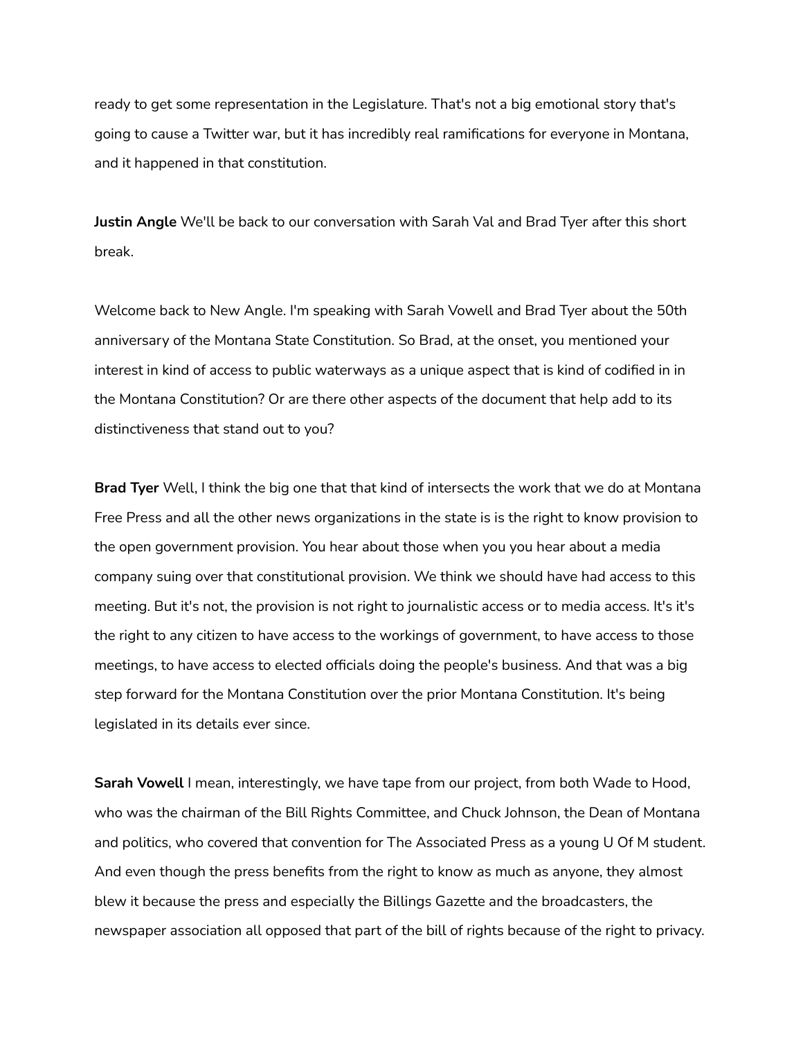ready to get some representation in the Legislature. That's not a big emotional story that's going to cause a Twitter war, but it has incredibly real ramifications for everyone in Montana, and it happened in that constitution.

**Justin Angle** We'll be back to our conversation with Sarah Val and Brad Tyer after this short break.

Welcome back to New Angle. I'm speaking with Sarah Vowell and Brad Tyer about the 50th anniversary of the Montana State Constitution. So Brad, at the onset, you mentioned your interest in kind of access to public waterways as a unique aspect that is kind of codified in in the Montana Constitution? Or are there other aspects of the document that help add to its distinctiveness that stand out to you?

**Brad Tyer** Well, I think the big one that that kind of intersects the work that we do at Montana Free Press and all the other news organizations in the state is is the right to know provision to the open government provision. You hear about those when you you hear about a media company suing over that constitutional provision. We think we should have had access to this meeting. But it's not, the provision is not right to journalistic access or to media access. It's it's the right to any citizen to have access to the workings of government, to have access to those meetings, to have access to elected officials doing the people's business. And that was a big step forward for the Montana Constitution over the prior Montana Constitution. It's being legislated in its details ever since.

**Sarah Vowell** I mean, interestingly, we have tape from our project, from both Wade to Hood, who was the chairman of the Bill Rights Committee, and Chuck Johnson, the Dean of Montana and politics, who covered that convention for The Associated Press as a young U Of M student. And even though the press benefits from the right to know as much as anyone, they almost blew it because the press and especially the Billings Gazette and the broadcasters, the newspaper association all opposed that part of the bill of rights because of the right to privacy.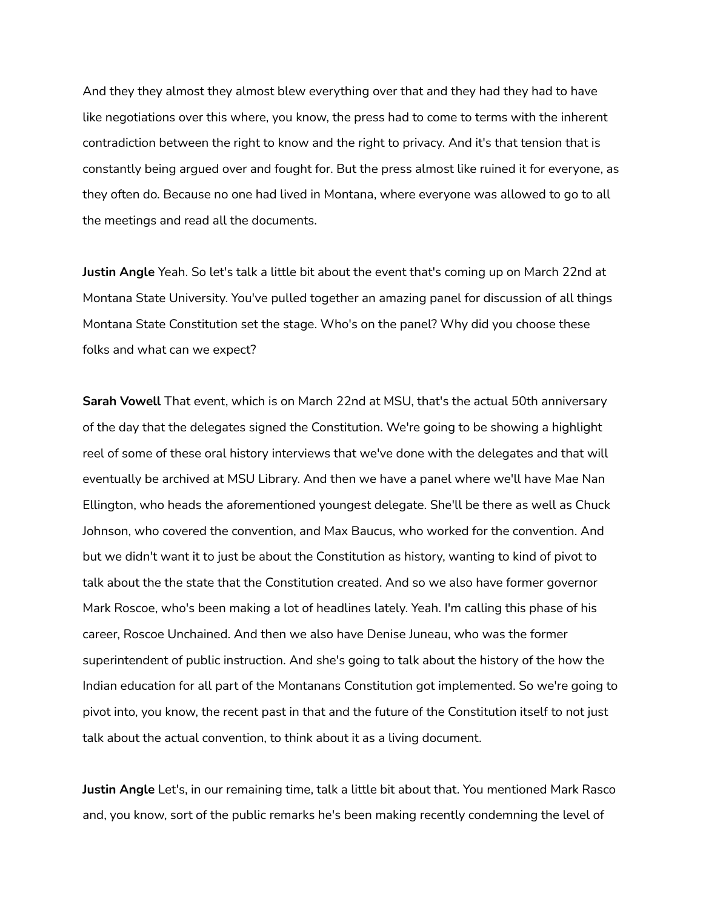And they they almost they almost blew everything over that and they had they had to have like negotiations over this where, you know, the press had to come to terms with the inherent contradiction between the right to know and the right to privacy. And it's that tension that is constantly being argued over and fought for. But the press almost like ruined it for everyone, as they often do. Because no one had lived in Montana, where everyone was allowed to go to all the meetings and read all the documents.

**Justin Angle** Yeah. So let's talk a little bit about the event that's coming up on March 22nd at Montana State University. You've pulled together an amazing panel for discussion of all things Montana State Constitution set the stage. Who's on the panel? Why did you choose these folks and what can we expect?

**Sarah Vowell** That event, which is on March 22nd at MSU, that's the actual 50th anniversary of the day that the delegates signed the Constitution. We're going to be showing a highlight reel of some of these oral history interviews that we've done with the delegates and that will eventually be archived at MSU Library. And then we have a panel where we'll have Mae Nan Ellington, who heads the aforementioned youngest delegate. She'll be there as well as Chuck Johnson, who covered the convention, and Max Baucus, who worked for the convention. And but we didn't want it to just be about the Constitution as history, wanting to kind of pivot to talk about the the state that the Constitution created. And so we also have former governor Mark Roscoe, who's been making a lot of headlines lately. Yeah. I'm calling this phase of his career, Roscoe Unchained. And then we also have Denise Juneau, who was the former superintendent of public instruction. And she's going to talk about the history of the how the Indian education for all part of the Montanans Constitution got implemented. So we're going to pivot into, you know, the recent past in that and the future of the Constitution itself to not just talk about the actual convention, to think about it as a living document.

**Justin Angle** Let's, in our remaining time, talk a little bit about that. You mentioned Mark Rasco and, you know, sort of the public remarks he's been making recently condemning the level of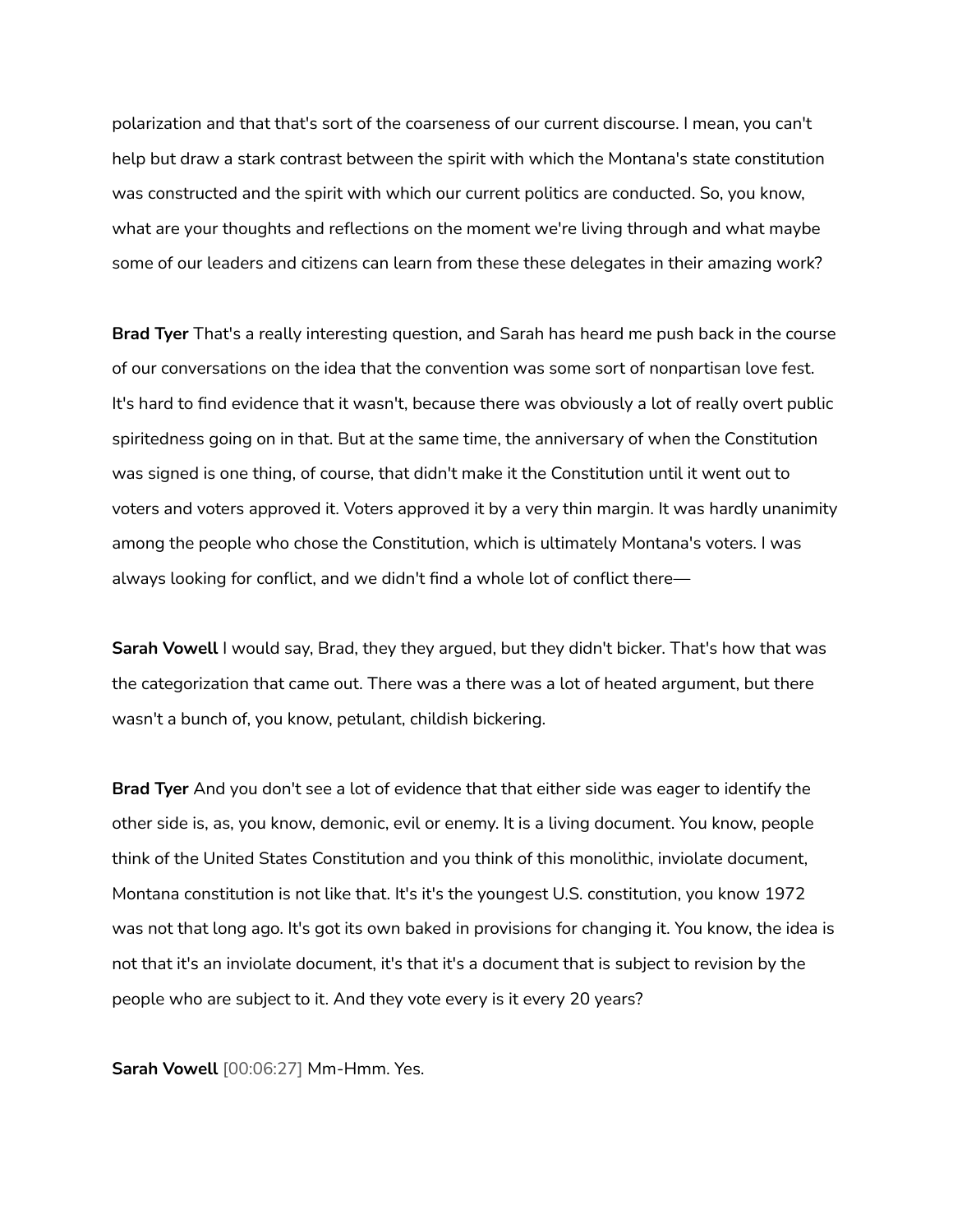polarization and that that's sort of the coarseness of our current discourse. I mean, you can't help but draw a stark contrast between the spirit with which the Montana's state constitution was constructed and the spirit with which our current politics are conducted. So, you know, what are your thoughts and reflections on the moment we're living through and what maybe some of our leaders and citizens can learn from these these delegates in their amazing work?

**Brad Tyer** That's a really interesting question, and Sarah has heard me push back in the course of our conversations on the idea that the convention was some sort of nonpartisan love fest. It's hard to find evidence that it wasn't, because there was obviously a lot of really overt public spiritedness going on in that. But at the same time, the anniversary of when the Constitution was signed is one thing, of course, that didn't make it the Constitution until it went out to voters and voters approved it. Voters approved it by a very thin margin. It was hardly unanimity among the people who chose the Constitution, which is ultimately Montana's voters. I was always looking for conflict, and we didn't find a whole lot of conflict there—

**Sarah Vowell** I would say, Brad, they they argued, but they didn't bicker. That's how that was the categorization that came out. There was a there was a lot of heated argument, but there wasn't a bunch of, you know, petulant, childish bickering.

**Brad Tyer** And you don't see a lot of evidence that that either side was eager to identify the other side is, as, you know, demonic, evil or enemy. It is a living document. You know, people think of the United States Constitution and you think of this monolithic, inviolate document, Montana constitution is not like that. It's it's the youngest U.S. constitution, you know 1972 was not that long ago. It's got its own baked in provisions for changing it. You know, the idea is not that it's an inviolate document, it's that it's a document that is subject to revision by the people who are subject to it. And they vote every is it every 20 years?

**Sarah Vowell** [00:06:27] Mm-Hmm. Yes.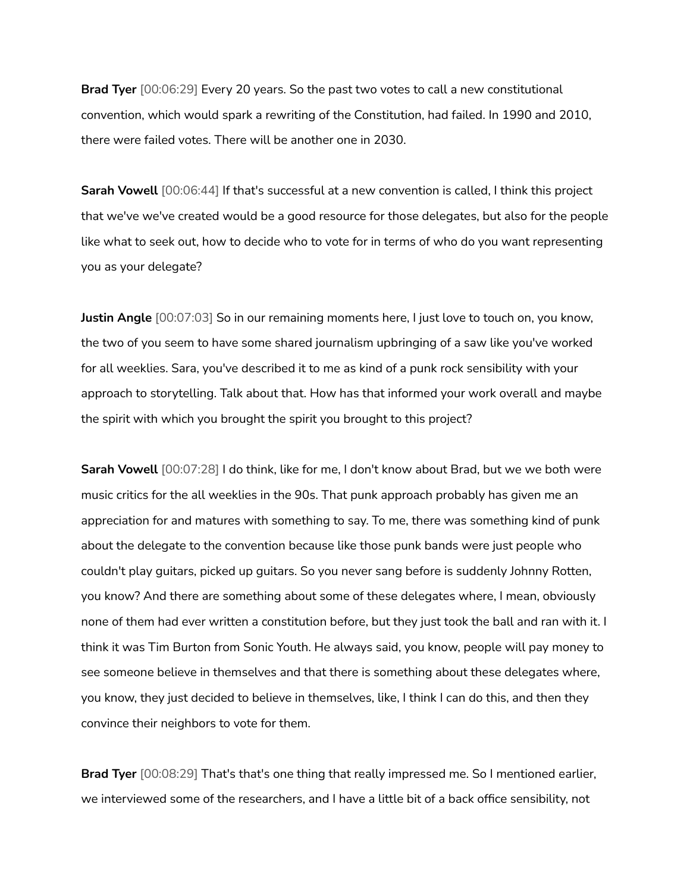**Brad Tyer** [00:06:29] Every 20 years. So the past two votes to call a new constitutional convention, which would spark a rewriting of the Constitution, had failed. In 1990 and 2010, there were failed votes. There will be another one in 2030.

**Sarah Vowell** [00:06:44] If that's successful at a new convention is called, I think this project that we've we've created would be a good resource for those delegates, but also for the people like what to seek out, how to decide who to vote for in terms of who do you want representing you as your delegate?

**Justin Angle** [00:07:03] So in our remaining moments here, I just love to touch on, you know, the two of you seem to have some shared journalism upbringing of a saw like you've worked for all weeklies. Sara, you've described it to me as kind of a punk rock sensibility with your approach to storytelling. Talk about that. How has that informed your work overall and maybe the spirit with which you brought the spirit you brought to this project?

**Sarah Vowell** [00:07:28] I do think, like for me, I don't know about Brad, but we we both were music critics for the all weeklies in the 90s. That punk approach probably has given me an appreciation for and matures with something to say. To me, there was something kind of punk about the delegate to the convention because like those punk bands were just people who couldn't play guitars, picked up guitars. So you never sang before is suddenly Johnny Rotten, you know? And there are something about some of these delegates where, I mean, obviously none of them had ever written a constitution before, but they just took the ball and ran with it. I think it was Tim Burton from Sonic Youth. He always said, you know, people will pay money to see someone believe in themselves and that there is something about these delegates where, you know, they just decided to believe in themselves, like, I think I can do this, and then they convince their neighbors to vote for them.

**Brad Tyer** [00:08:29] That's that's one thing that really impressed me. So I mentioned earlier, we interviewed some of the researchers, and I have a little bit of a back office sensibility, not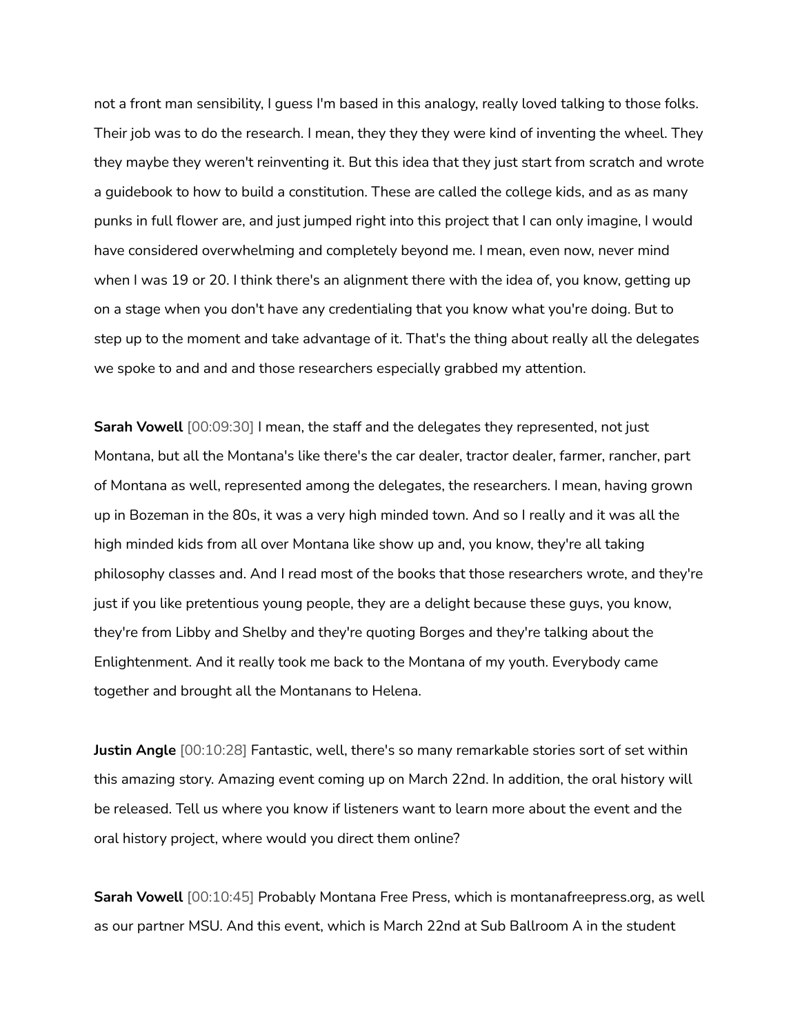not a front man sensibility, I guess I'm based in this analogy, really loved talking to those folks. Their job was to do the research. I mean, they they they were kind of inventing the wheel. They they maybe they weren't reinventing it. But this idea that they just start from scratch and wrote a guidebook to how to build a constitution. These are called the college kids, and as as many punks in full flower are, and just jumped right into this project that I can only imagine, I would have considered overwhelming and completely beyond me. I mean, even now, never mind when I was 19 or 20. I think there's an alignment there with the idea of, you know, getting up on a stage when you don't have any credentialing that you know what you're doing. But to step up to the moment and take advantage of it. That's the thing about really all the delegates we spoke to and and and those researchers especially grabbed my attention.

**Sarah Vowell** [00:09:30] I mean, the staff and the delegates they represented, not just Montana, but all the Montana's like there's the car dealer, tractor dealer, farmer, rancher, part of Montana as well, represented among the delegates, the researchers. I mean, having grown up in Bozeman in the 80s, it was a very high minded town. And so I really and it was all the high minded kids from all over Montana like show up and, you know, they're all taking philosophy classes and. And I read most of the books that those researchers wrote, and they're just if you like pretentious young people, they are a delight because these guys, you know, they're from Libby and Shelby and they're quoting Borges and they're talking about the Enlightenment. And it really took me back to the Montana of my youth. Everybody came together and brought all the Montanans to Helena.

**Justin Angle** [00:10:28] Fantastic, well, there's so many remarkable stories sort of set within this amazing story. Amazing event coming up on March 22nd. In addition, the oral history will be released. Tell us where you know if listeners want to learn more about the event and the oral history project, where would you direct them online?

**Sarah Vowell** [00:10:45] Probably Montana Free Press, which is montanafreepress.org, as well as our partner MSU. And this event, which is March 22nd at Sub Ballroom A in the student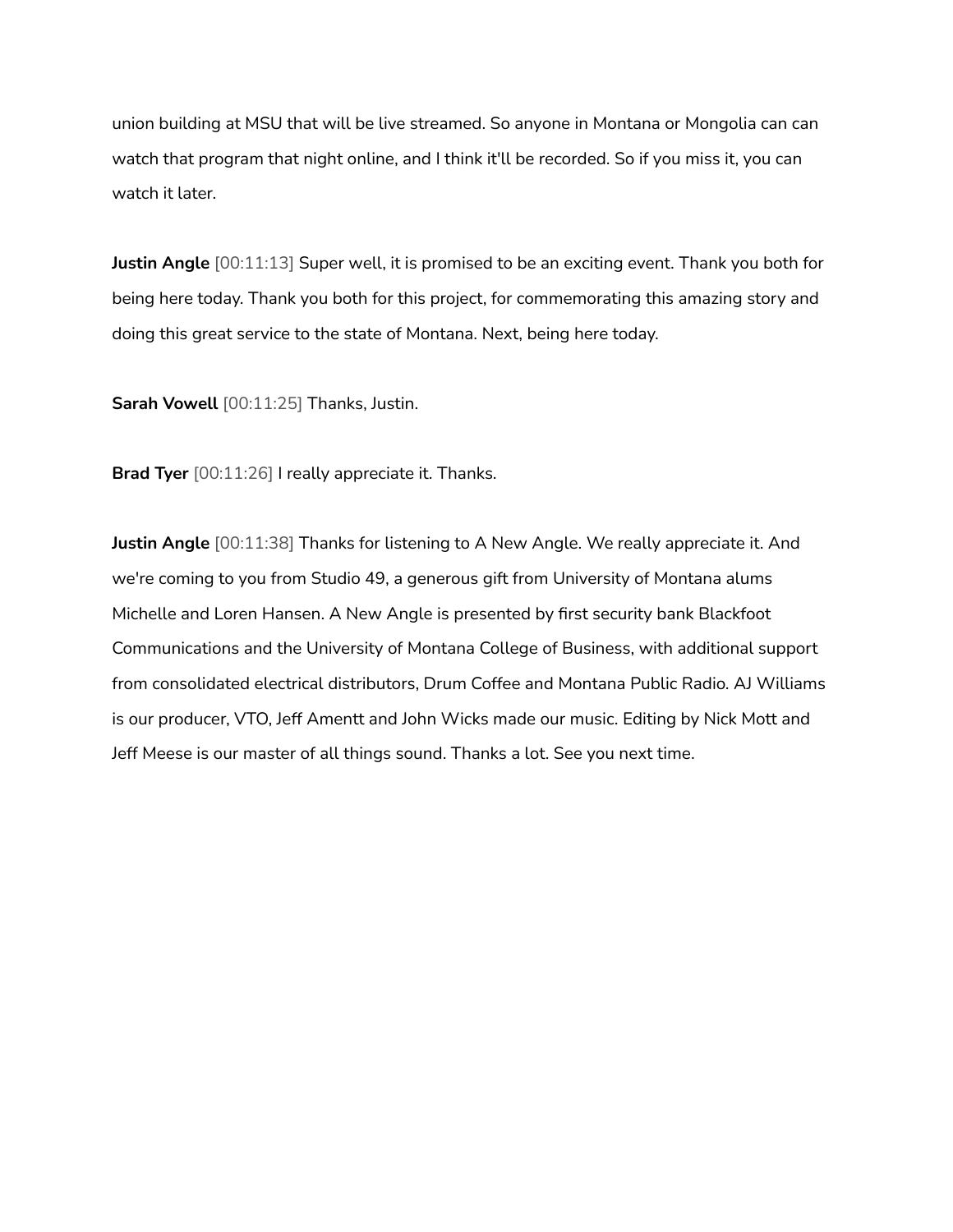union building at MSU that will be live streamed. So anyone in Montana or Mongolia can can watch that program that night online, and I think it'll be recorded. So if you miss it, you can watch it later.

**Justin Angle** [00:11:13] Super well, it is promised to be an exciting event. Thank you both for being here today. Thank you both for this project, for commemorating this amazing story and doing this great service to the state of Montana. Next, being here today.

**Sarah Vowell** [00:11:25] Thanks, Justin.

**Brad Tyer** [00:11:26] I really appreciate it. Thanks.

**Justin Angle** [00:11:38] Thanks for listening to A New Angle. We really appreciate it. And we're coming to you from Studio 49, a generous gift from University of Montana alums Michelle and Loren Hansen. A New Angle is presented by first security bank Blackfoot Communications and the University of Montana College of Business, with additional support from consolidated electrical distributors, Drum Coffee and Montana Public Radio. AJ Williams is our producer, VTO, Jeff Amentt and John Wicks made our music. Editing by Nick Mott and Jeff Meese is our master of all things sound. Thanks a lot. See you next time.